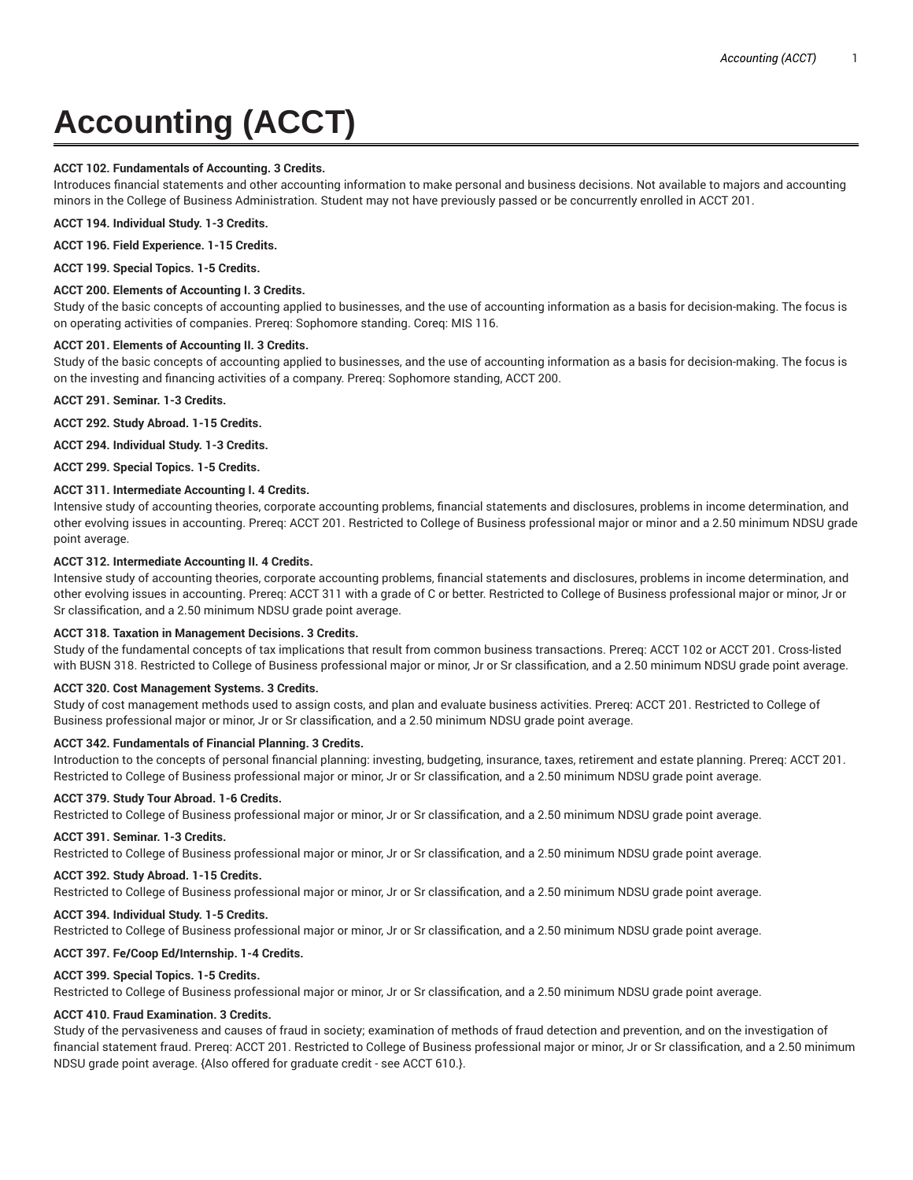# Accounting (ACCT)

**ACCT 102. Fundamentals of Accounting. 3 Credits.**

Introduces financial statements and other accounting information to make personal and business decisions. Not available to majors and accounting minors in the College of Business Administration. Student may not have previously passed or be concurrently enrolled in ACCT 201.

**ACCT 194. Individual Study. 1-3 Credits.**

**ACCT 196. Field Experience. 1-15 Credits.**

**ACCT 199. Special Topics. 1-5 Credits.**

**ACCT 200. Elements of Accounting I. 3 Credits.**

Study of the basic concepts of accounting applied to businesses, and the use of accounting information as a basis for decision-making. The focus is on operating activities of companies. Prereq: Sophomore standing. Coreq: MIS 116.

**ACCT 201. Elements of Accounting II. 3 Credits.**

Study of the basic concepts of accounting applied to businesses, and the use of accounting information as a basis for decision-making. The focus is on the investing and financing activities of a company. Prereq: Sophomore standing, ACCT 200.

**ACCT 291. Seminar. 1-3 Credits.**

**ACCT 292. Study Abroad. 1-15 Credits.**

**ACCT 294. Individual Study. 1-3 Credits.**

**ACCT 299. Special Topics. 1-5 Credits.**

**ACCT 311. Intermediate Accounting I. 4 Credits.**

Intensive study of accounting theories, corporate accounting problems, financial statements and disclosures, problems in income determination, and other evolving issues in accounting. Prereq: ACCT 201. Restricted to College of Business professional major or minor and a 2.50 minimum NDSU grade point average.

**ACCT 312. Intermediate Accounting II. 4 Credits.**

Intensive study of accounting theories, corporate accounting problems, financial statements and disclosures, problems in income determination, and other evolving issues in accounting. Prereq: ACCT 311 with a grade of C or better. Restricted to College of Business professional major or minor, Jr or Sr classification, and a 2.50 minimum NDSU grade point average.

**ACCT 318. Taxation in Management Decisions. 3 Credits.**

Study of the fundamental concepts of tax implications that result from common business transactions. Prereq: ACCT 102 or ACCT 201. Cross-listed with BUSN 318. Restricted to College of Business professional major or minor, Jr or Sr classification, and a 2.50 minimum NDSU grade point average.

**ACCT 320. Cost Management Systems. 3 Credits.**

Study of cost management methods used to assign costs, and plan and evaluate business activities. Prereq: ACCT 201. Restricted to College of Business professional major or minor, Jr or Sr classification, and a 2.50 minimum NDSU grade point average.

**ACCT 342. Fundamentals of Financial Planning. 3 Credits.**

Introduction to the concepts of personal financial planning: investing, budgeting, insurance, taxes, retirement and estate planning. Prereq: ACCT 201. Restricted to College of Business professional major or minor, Jr or Sr classification, and a 2.50 minimum NDSU grade point average.

**ACCT 379. Study Tour Abroad. 1-6 Credits.**

Restricted to College of Business professional major or minor, Jr or Sr classification, and a 2.50 minimum NDSU grade point average.

**ACCT 391. Seminar. 1-3 Credits.**

Restricted to College of Business professional major or minor, Jr or Sr classification, and a 2.50 minimum NDSU grade point average.

**ACCT 392. Study Abroad. 1-15 Credits.**

Restricted to College of Business professional major or minor, Jr or Sr classification, and a 2.50 minimum NDSU grade point average.

**ACCT 394. Individual Study. 1-5 Credits.**

Restricted to College of Business professional major or minor, Jr or Sr classification, and a 2.50 minimum NDSU grade point average.

**ACCT 397. Fe/Coop Ed/Internship. 1-4 Credits.**

**ACCT 399. Special Topics. 1-5 Credits.**

Restricted to College of Business professional major or minor, Jr or Sr classification, and a 2.50 minimum NDSU grade point average.

**ACCT 410. Fraud Examination. 3 Credits.**

Study of the pervasiveness and causes of fraud in society; examination of methods of fraud detection and prevention, and on the investigation of financial statement fraud. Prereq: ACCT 201. Restricted to College of Business professional major or minor, Jr or Sr classification, and a 2.50 minimum NDSU grade point average. {Also offered for graduate credit - see ACCT 610.}.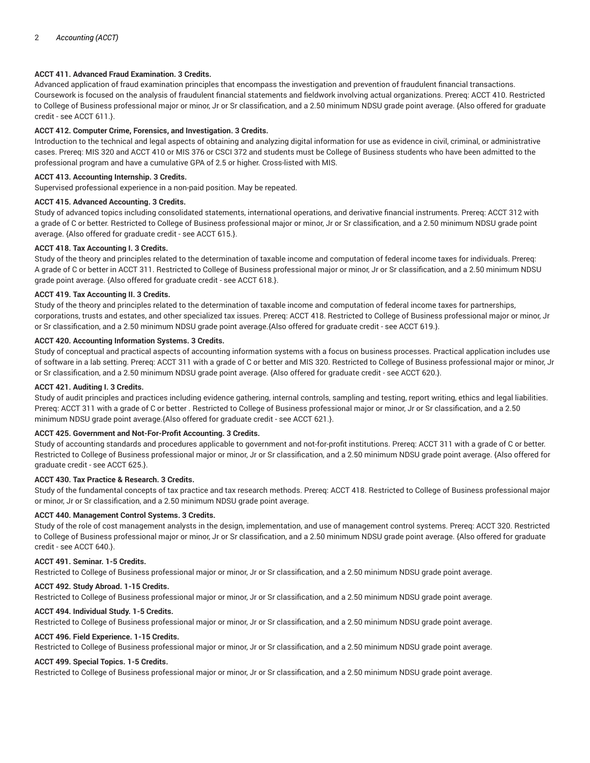**ACCT 411. Advanced Fraud Examination. 3 Credits.**
Advanced application of fraud examination principles that encompass the investigation and prevention of fraudulent financial transactions. Coursework is focused on the analysis of fraudulent financial statements and fieldwork involving actual organizations. Prereq: ACCT 410. Restricted to College of Business professional major or minor, Jr or Sr classification, and a 2.50 minimum NDSU grade point average. {Also offered for graduate credit - see ACCT 611.}.

**ACCT 412. Computer Crime, Forensics, and Investigation. 3 Credits.**
Introduction to the technical and legal aspects of obtaining and analyzing digital information for use as evidence in civil, criminal, or administrative cases. Prereq: MIS 320 and ACCT 410 or MIS 376 or CSCI 372 and students must be College of Business students who have been admitted to the professional program and have a cumulative GPA of 2.5 or higher. Cross-listed with MIS.

**ACCT 413. Accounting Internship. 3 Credits.**
Supervised professional experience in a non-paid position. May be repeated.

**ACCT 415. Advanced Accounting. 3 Credits.**
Study of advanced topics including consolidated statements, international operations, and derivative financial instruments. Prereq: ACCT 312 with a grade of C or better. Restricted to College of Business professional major or minor, Jr or Sr classification, and a 2.50 minimum NDSU grade point average. {Also offered for graduate credit - see ACCT 615.}.

**ACCT 418. Tax Accounting I. 3 Credits.**
Study of the theory and principles related to the determination of taxable income and computation of federal income taxes for individuals. Prereq: A grade of C or better in ACCT 311. Restricted to College of Business professional major or minor, Jr or Sr classification, and a 2.50 minimum NDSU grade point average. {Also offered for graduate credit - see ACCT 618.}.

**ACCT 419. Tax Accounting II. 3 Credits.**
Study of the theory and principles related to the determination of taxable income and computation of federal income taxes for partnerships, corporations, trusts and estates, and other specialized tax issues. Prereq: ACCT 418. Restricted to College of Business professional major or minor, Jr or Sr classification, and a 2.50 minimum NDSU grade point average.{Also offered for graduate credit - see ACCT 619.}.

**ACCT 420. Accounting Information Systems. 3 Credits.**
Study of conceptual and practical aspects of accounting information systems with a focus on business processes. Practical application includes use of software in a lab setting. Prereq: ACCT 311 with a grade of C or better and MIS 320. Restricted to College of Business professional major or minor, Jr or Sr classification, and a 2.50 minimum NDSU grade point average. {Also offered for graduate credit - see ACCT 620.}.

**ACCT 421. Auditing I. 3 Credits.**
Study of audit principles and practices including evidence gathering, internal controls, sampling and testing, report writing, ethics and legal liabilities. Prereq: ACCT 311 with a grade of C or better . Restricted to College of Business professional major or minor, Jr or Sr classification, and a 2.50 minimum NDSU grade point average.{Also offered for graduate credit - see ACCT 621.}.

**ACCT 425. Government and Not-For-Profit Accounting. 3 Credits.**
Study of accounting standards and procedures applicable to government and not-for-profit institutions. Prereq: ACCT 311 with a grade of C or better. Restricted to College of Business professional major or minor, Jr or Sr classification, and a 2.50 minimum NDSU grade point average. {Also offered for graduate credit - see ACCT 625.}.

**ACCT 430. Tax Practice & Research. 3 Credits.**
Study of the fundamental concepts of tax practice and tax research methods. Prereq: ACCT 418. Restricted to College of Business professional major or minor, Jr or Sr classification, and a 2.50 minimum NDSU grade point average.

**ACCT 440. Management Control Systems. 3 Credits.**
Study of the role of cost management analysts in the design, implementation, and use of management control systems. Prereq: ACCT 320. Restricted to College of Business professional major or minor, Jr or Sr classification, and a 2.50 minimum NDSU grade point average. {Also offered for graduate credit - see ACCT 640.}.

**ACCT 491. Seminar. 1-5 Credits.**
Restricted to College of Business professional major or minor, Jr or Sr classification, and a 2.50 minimum NDSU grade point average.

**ACCT 492. Study Abroad. 1-15 Credits.**
Restricted to College of Business professional major or minor, Jr or Sr classification, and a 2.50 minimum NDSU grade point average.

**ACCT 494. Individual Study. 1-5 Credits.**
Restricted to College of Business professional major or minor, Jr or Sr classification, and a 2.50 minimum NDSU grade point average.

**ACCT 496. Field Experience. 1-15 Credits.**
Restricted to College of Business professional major or minor, Jr or Sr classification, and a 2.50 minimum NDSU grade point average.

**ACCT 499. Special Topics. 1-5 Credits.**
Restricted to College of Business professional major or minor, Jr or Sr classification, and a 2.50 minimum NDSU grade point average.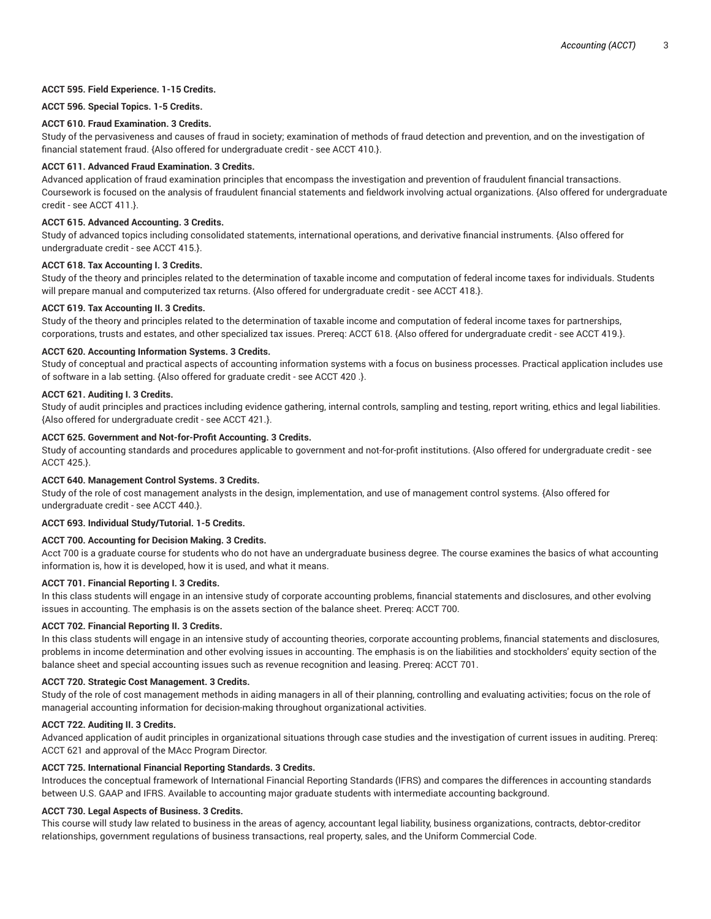**ACCT 595. Field Experience. 1-15 Credits.**

**ACCT 596. Special Topics. 1-5 Credits.**

**ACCT 610. Fraud Examination. 3 Credits.**

Study of the pervasiveness and causes of fraud in society; examination of methods of fraud detection and prevention, and on the investigation of financial statement fraud. {Also offered for undergraduate credit - see ACCT 410.}.

**ACCT 611. Advanced Fraud Examination. 3 Credits.**

Advanced application of fraud examination principles that encompass the investigation and prevention of fraudulent financial transactions. Coursework is focused on the analysis of fraudulent financial statements and fieldwork involving actual organizations. {Also offered for undergraduate credit - see ACCT 411.}.

**ACCT 615. Advanced Accounting. 3 Credits.**

Study of advanced topics including consolidated statements, international operations, and derivative financial instruments. {Also offered for undergraduate credit - see ACCT 415.}.

**ACCT 618. Tax Accounting I. 3 Credits.**

Study of the theory and principles related to the determination of taxable income and computation of federal income taxes for individuals. Students will prepare manual and computerized tax returns. {Also offered for undergraduate credit - see ACCT 418.}.

**ACCT 619. Tax Accounting II. 3 Credits.**

Study of the theory and principles related to the determination of taxable income and computation of federal income taxes for partnerships, corporations, trusts and estates, and other specialized tax issues. Prereq: ACCT 618. {Also offered for undergraduate credit - see ACCT 419.}.

**ACCT 620. Accounting Information Systems. 3 Credits.**

Study of conceptual and practical aspects of accounting information systems with a focus on business processes. Practical application includes use of software in a lab setting. {Also offered for graduate credit - see ACCT 420 .}.

**ACCT 621. Auditing I. 3 Credits.**

Study of audit principles and practices including evidence gathering, internal controls, sampling and testing, report writing, ethics and legal liabilities. {Also offered for undergraduate credit - see ACCT 421.}.

**ACCT 625. Government and Not-for-Profit Accounting. 3 Credits.**

Study of accounting standards and procedures applicable to government and not-for-profit institutions. {Also offered for undergraduate credit - see ACCT 425.}.

**ACCT 640. Management Control Systems. 3 Credits.**

Study of the role of cost management analysts in the design, implementation, and use of management control systems. {Also offered for undergraduate credit - see ACCT 440.}.

**ACCT 693. Individual Study/Tutorial. 1-5 Credits.**

**ACCT 700. Accounting for Decision Making. 3 Credits.**

Acct 700 is a graduate course for students who do not have an undergraduate business degree. The course examines the basics of what accounting information is, how it is developed, how it is used, and what it means.

**ACCT 701. Financial Reporting I. 3 Credits.**

In this class students will engage in an intensive study of corporate accounting problems, financial statements and disclosures, and other evolving issues in accounting. The emphasis is on the assets section of the balance sheet. Prereq: ACCT 700.

**ACCT 702. Financial Reporting II. 3 Credits.**

In this class students will engage in an intensive study of accounting theories, corporate accounting problems, financial statements and disclosures, problems in income determination and other evolving issues in accounting. The emphasis is on the liabilities and stockholders' equity section of the balance sheet and special accounting issues such as revenue recognition and leasing. Prereq: ACCT 701.

**ACCT 720. Strategic Cost Management. 3 Credits.**

Study of the role of cost management methods in aiding managers in all of their planning, controlling and evaluating activities; focus on the role of managerial accounting information for decision-making throughout organizational activities.

**ACCT 722. Auditing II. 3 Credits.**

Advanced application of audit principles in organizational situations through case studies and the investigation of current issues in auditing. Prereq: ACCT 621 and approval of the MAcc Program Director.

**ACCT 725. International Financial Reporting Standards. 3 Credits.**

Introduces the conceptual framework of International Financial Reporting Standards (IFRS) and compares the differences in accounting standards between U.S. GAAP and IFRS. Available to accounting major graduate students with intermediate accounting background.

**ACCT 730. Legal Aspects of Business. 3 Credits.**

This course will study law related to business in the areas of agency, accountant legal liability, business organizations, contracts, debtor-creditor relationships, government regulations of business transactions, real property, sales, and the Uniform Commercial Code.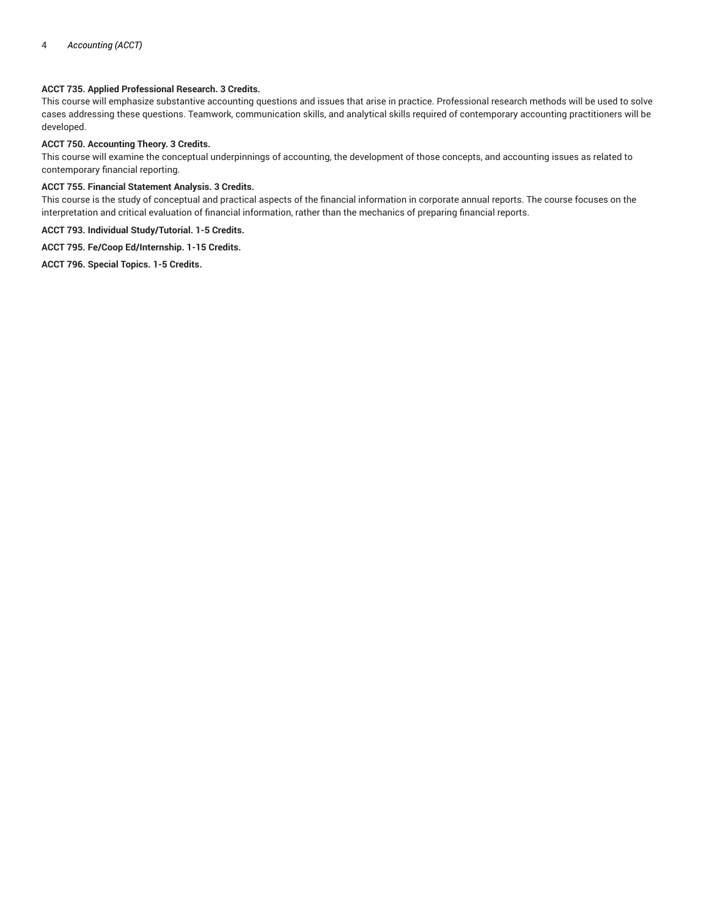**ACCT 735. Applied Professional Research. 3 Credits.**
This course will emphasize substantive accounting questions and issues that arise in practice. Professional research methods will be used to solve cases addressing these questions. Teamwork, communication skills, and analytical skills required of contemporary accounting practitioners will be developed.

**ACCT 750. Accounting Theory. 3 Credits.**
This course will examine the conceptual underpinnings of accounting, the development of those concepts, and accounting issues as related to contemporary financial reporting.

**ACCT 755. Financial Statement Analysis. 3 Credits.**
This course is the study of conceptual and practical aspects of the financial information in corporate annual reports. The course focuses on the interpretation and critical evaluation of financial information, rather than the mechanics of preparing financial reports.

**ACCT 793. Individual Study/Tutorial. 1-5 Credits.**

**ACCT 795. Fe/Coop Ed/Internship. 1-15 Credits.**

**ACCT 796. Special Topics. 1-5 Credits.**